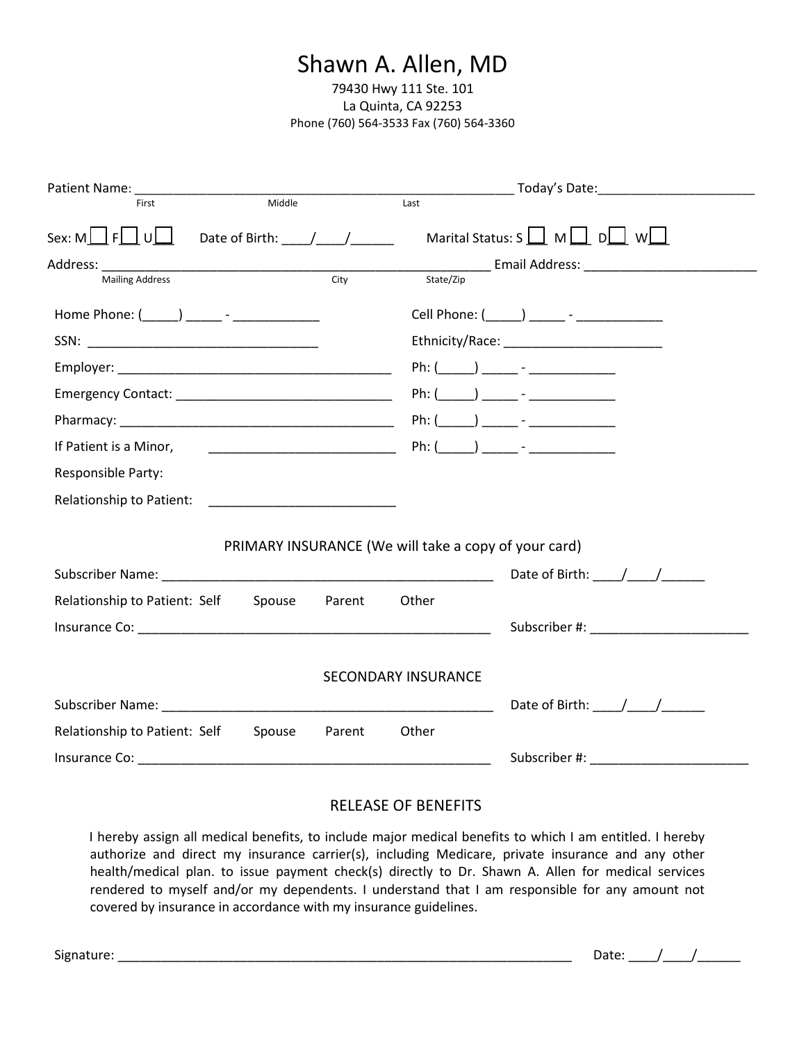# Shawn A. Allen, MD

79430 Hwy 111 Ste. 101
La Quinta, CA 92253
Phone (760) 564-3533 Fax (760) 564-3360

Patient Name: _______________________________________________ Today's Date:____________________
First Middle Last

Sex: M☐ F☐ U☐ Date of Birth: ____/____/______ Marital Status: S ☐ M ☐ D☐ W☐

Address: ___________________________________________________ Email Address: ______________________
Mailing Address City State/Zip

Home Phone: (_____) _____ - ____________ Cell Phone: (_____) _____ - ____________

SSN: ________________________________ Ethnicity/Race: ______________________

Employer: ______________________________________ Ph: (_____) _____ - ____________

Emergency Contact: ______________________________ Ph: (_____) _____ - ____________

Pharmacy: ______________________________________ Ph: (_____) _____ - ____________

If Patient is a Minor, Responsible Party: __________________________ Ph: (_____) _____ - ____________

Relationship to Patient: __________________________

## PRIMARY INSURANCE (We will take a copy of your card)

Subscriber Name: ______________________________________________ Date of Birth: ____/____/______

Relationship to Patient: Self Spouse Parent Other

Insurance Co: _________________________________________________ Subscriber #: _____________________

## SECONDARY INSURANCE

Subscriber Name: ______________________________________________ Date of Birth: ____/____/______

Relationship to Patient: Self Spouse Parent Other

Insurance Co: _________________________________________________ Subscriber #: _____________________

## RELEASE OF BENEFITS

I hereby assign all medical benefits, to include major medical benefits to which I am entitled. I hereby authorize and direct my insurance carrier(s), including Medicare, private insurance and any other health/medical plan. to issue payment check(s) directly to Dr. Shawn A. Allen for medical services rendered to myself and/or my dependents. I understand that I am responsible for any amount not covered by insurance in accordance with my insurance guidelines.

Signature: ______________________________________________________________ Date: ____/____/______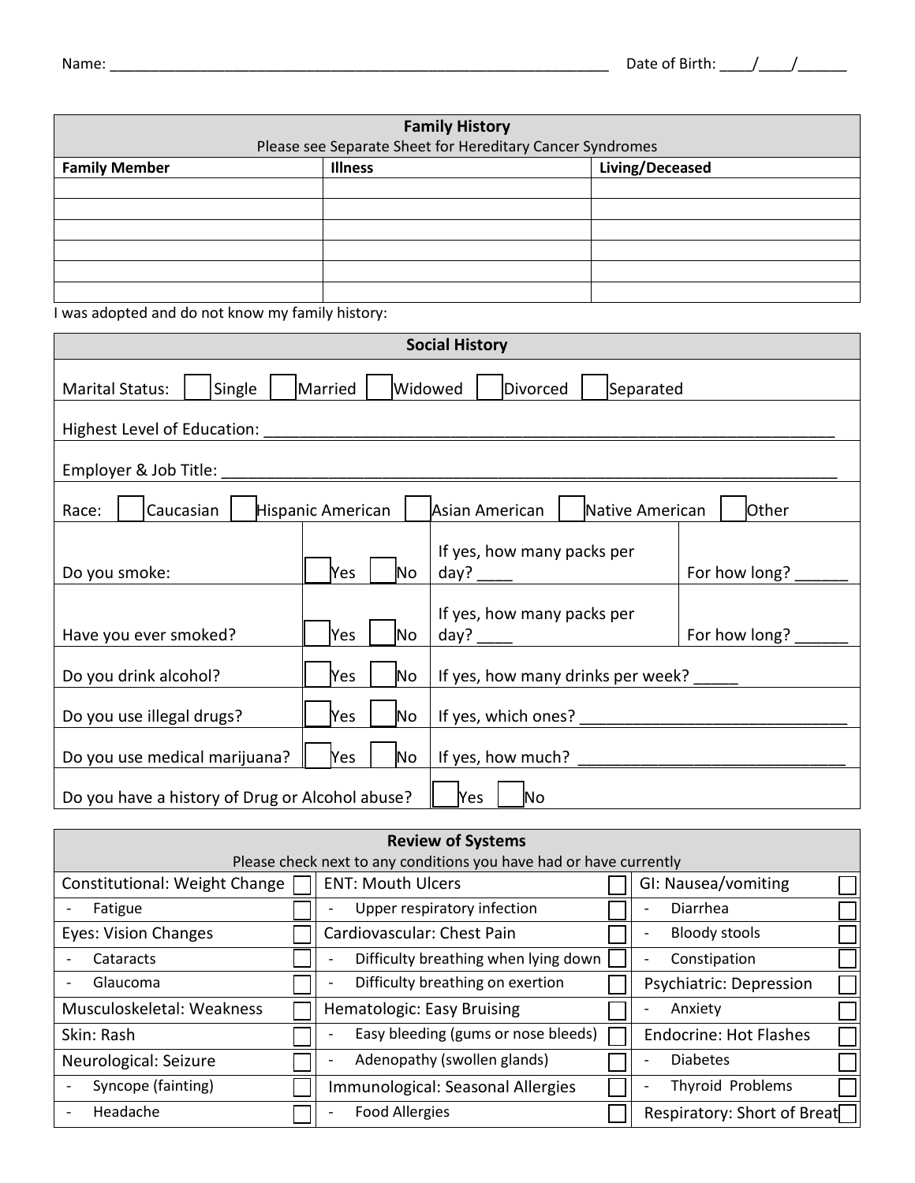Name: ________________________________________________________________ Date of Birth: ____/____/______

| **Family History**<br>Please see Separate Sheet for Hereditary Cancer Syndromes | | |
|---|---|---|
| **Family Member** | **Illness** | **Living/Deceased** |
| | | |
| | | |
| | | |
| | | |
| | | |
| | | |

I was adopted and do not know my family history:

| **Social History** | | | |
|---|---|---|---|
| Marital Status: ☐ Single ☐ Married ☐ Widowed ☐ Divorced ☐ Separated | | | |
| Highest Level of Education: ____________________________________________________________ | | | |
| Employer & Job Title: ____________________________________________________________ | | | |
| Race: ☐ Caucasian ☐ Hispanic American ☐ Asian American ☐ Native American ☐ Other | | | |
| Do you smoke: | ☐ Yes ☐ No | If yes, how many packs per day? ____ | For how long? ______ |
| Have you ever smoked? | ☐ Yes ☐ No | If yes, how many packs per day? ____ | For how long? ______ |
| Do you drink alcohol? | ☐ Yes ☐ No | If yes, how many drinks per week? _____ | |
| Do you use illegal drugs? | ☐ Yes ☐ No | If yes, which ones? ______________________________ | |
| Do you use medical marijuana? | ☐ Yes ☐ No | If yes, how much? ______________________________ | |
| Do you have a history of Drug or Alcohol abuse? | ☐ Yes ☐ No | | |

| **Review of Systems**<br>Please check next to any conditions you have had or have currently | | | | | |
|---|---|---|---|---|---|
| Constitutional: Weight Change | ☐ | ENT: Mouth Ulcers | ☐ | GI: Nausea/vomiting | ☐ |
| - Fatigue | ☐ | - Upper respiratory infection | ☐ | - Diarrhea | ☐ |
| Eyes: Vision Changes | ☐ | Cardiovascular: Chest Pain | ☐ | - Bloody stools | ☐ |
| - Cataracts | ☐ | - Difficulty breathing when lying down | ☐ | - Constipation | ☐ |
| - Glaucoma | ☐ | - Difficulty breathing on exertion | ☐ | Psychiatric: Depression | ☐ |
| Musculoskeletal: Weakness | ☐ | Hematologic: Easy Bruising | ☐ | - Anxiety | ☐ |
| Skin: Rash | ☐ | - Easy bleeding (gums or nose bleeds) | ☐ | Endocrine: Hot Flashes | ☐ |
| Neurological: Seizure | ☐ | - Adenopathy (swollen glands) | ☐ | - Diabetes | ☐ |
| - Syncope (fainting) | ☐ | Immunological: Seasonal Allergies | ☐ | - Thyroid Problems | ☐ |
| - Headache | ☐ | - Food Allergies | ☐ | Respiratory: Short of Breat | ☐ |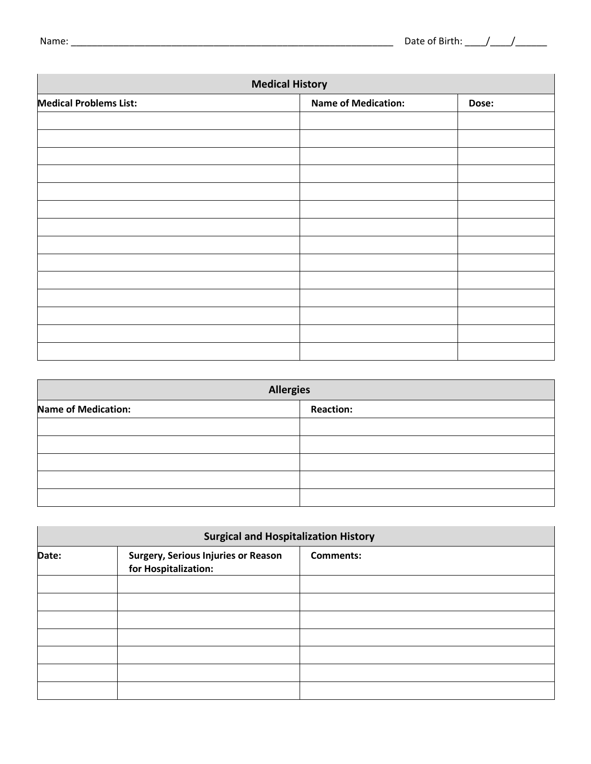Name: ________________________________________________________________ Date of Birth: ____/____/______

| Medical History | | |
|---|---|---|
| **Medical Problems List:** | **Name of Medication:** | **Dose:** |
| | | |
| | | |
| | | |
| | | |
| | | |
| | | |
| | | |
| | | |
| | | |
| | | |
| | | |
| | | |
| | | |
| | | |

| Allergies | |
|---|---|
| **Name of Medication:** | **Reaction:** |
| | |
| | |
| | |
| | |
| | |

| Surgical and Hospitalization History | | |
|---|---|---|
| **Date:** | **Surgery, Serious Injuries or Reason for Hospitalization:** | **Comments:** |
| | | |
| | | |
| | | |
| | | |
| | | |
| | | |
| | | |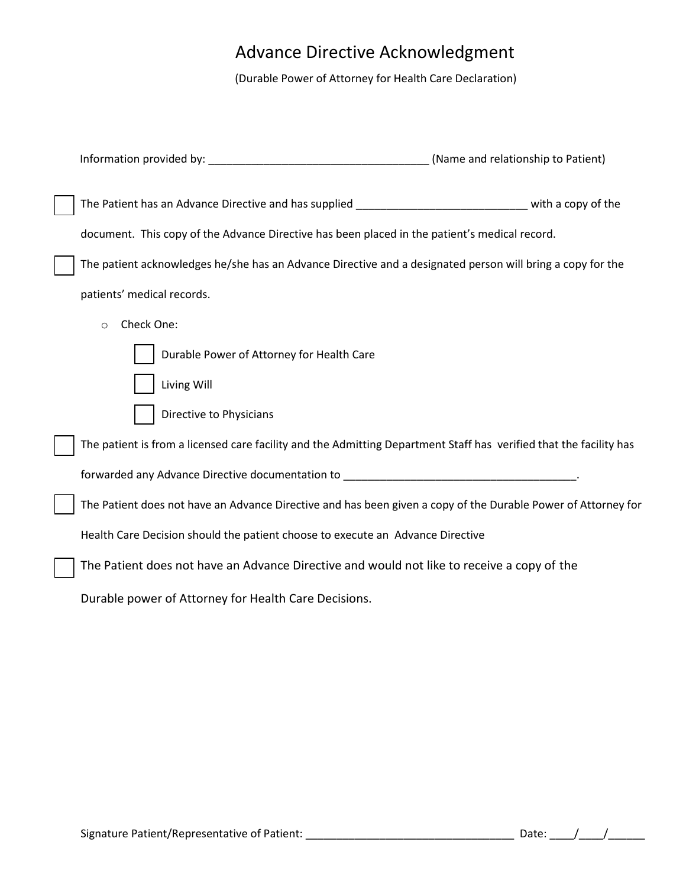# Advance Directive Acknowledgment

(Durable Power of Attorney for Health Care Declaration)

Information provided by: ____________________________________ (Name and relationship to Patient)

☐ The Patient has an Advance Directive and has supplied ____________________________ with a copy of the document. This copy of the Advance Directive has been placed in the patient's medical record.

☐ The patient acknowledges he/she has an Advance Directive and a designated person will bring a copy for the patients' medical records.

- Check One:
  - ☐ Durable Power of Attorney for Health Care
  - ☐ Living Will
  - ☐ Directive to Physicians

☐ The patient is from a licensed care facility and the Admitting Department Staff has verified that the facility has forwarded any Advance Directive documentation to ______________________________________.

☐ The Patient does not have an Advance Directive and has been given a copy of the Durable Power of Attorney for Health Care Decision should the patient choose to execute an Advance Directive

☐ The Patient does not have an Advance Directive and would not like to receive a copy of the Durable power of Attorney for Health Care Decisions.

Signature Patient/Representative of Patient: __________________________________ Date: ____/____/______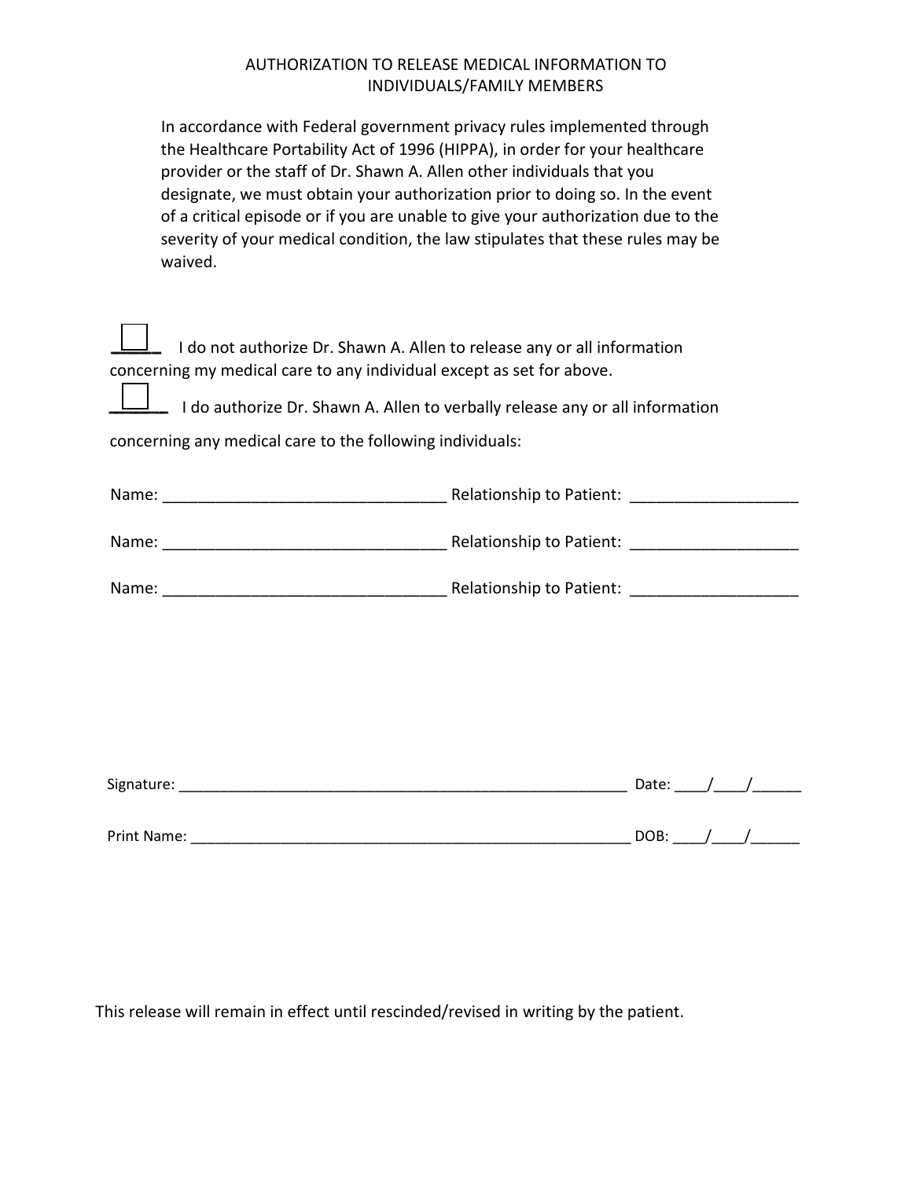# AUTHORIZATION TO RELEASE MEDICAL INFORMATION TO INDIVIDUALS/FAMILY MEMBERS

In accordance with Federal government privacy rules implemented through the Healthcare Portability Act of 1996 (HIPPA), in order for your healthcare provider or the staff of Dr. Shawn A. Allen other individuals that you designate, we must obtain your authorization prior to doing so. In the event of a critical episode or if you are unable to give your authorization due to the severity of your medical condition, the law stipulates that these rules may be waived.

☐ I do not authorize Dr. Shawn A. Allen to release any or all information concerning my medical care to any individual except as set for above.

☐ I do authorize Dr. Shawn A. Allen to verbally release any or all information concerning any medical care to the following individuals:

Name: ________________________________ Relationship to Patient: ___________________

Name: ________________________________ Relationship to Patient: ___________________

Name: ________________________________ Relationship to Patient: ___________________

Signature: ________________________________________________________ Date: ____/____/______

Print Name: ______________________________________________________ DOB: ____/____/______

This release will remain in effect until rescinded/revised in writing by the patient.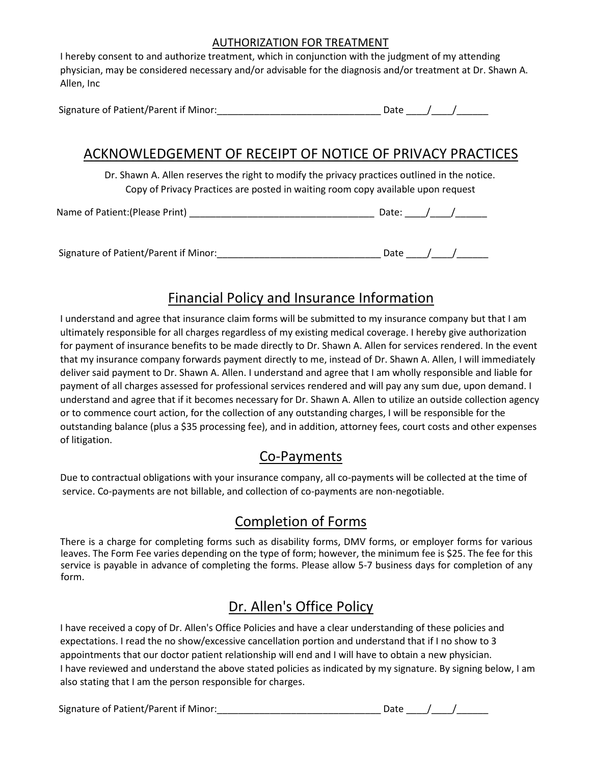## AUTHORIZATION FOR TREATMENT

I hereby consent to and authorize treatment, which in conjunction with the judgment of my attending physician, may be considered necessary and/or advisable for the diagnosis and/or treatment at Dr. Shawn A. Allen, Inc

Signature of Patient/Parent if Minor:_______________________________ Date ____/____/______

## ACKNOWLEDGEMENT OF RECEIPT OF NOTICE OF PRIVACY PRACTICES

Dr. Shawn A. Allen reserves the right to modify the privacy practices outlined in the notice.
Copy of Privacy Practices are posted in waiting room copy available upon request

Name of Patient:(Please Print) ___________________________________ Date: ____/____/______

Signature of Patient/Parent if Minor:_______________________________ Date ____/____/______

## Financial Policy and Insurance Information

I understand and agree that insurance claim forms will be submitted to my insurance company but that I am ultimately responsible for all charges regardless of my existing medical coverage. I hereby give authorization for payment of insurance benefits to be made directly to Dr. Shawn A. Allen for services rendered. In the event that my insurance company forwards payment directly to me, instead of Dr. Shawn A. Allen, I will immediately deliver said payment to Dr. Shawn A. Allen. I understand and agree that I am wholly responsible and liable for payment of all charges assessed for professional services rendered and will pay any sum due, upon demand. I understand and agree that if it becomes necessary for Dr. Shawn A. Allen to utilize an outside collection agency or to commence court action, for the collection of any outstanding charges, I will be responsible for the outstanding balance (plus a $35 processing fee), and in addition, attorney fees, court costs and other expenses of litigation.

## Co-Payments

Due to contractual obligations with your insurance company, all co-payments will be collected at the time of service. Co-payments are not billable, and collection of co-payments are non-negotiable.

## Completion of Forms

There is a charge for completing forms such as disability forms, DMV forms, or employer forms for various leaves. The Form Fee varies depending on the type of form; however, the minimum fee is $25. The fee for this service is payable in advance of completing the forms. Please allow 5-7 business days for completion of any form.

## Dr. Allen's Office Policy

I have received a copy of Dr. Allen's Office Policies and have a clear understanding of these policies and expectations. I read the no show/excessive cancellation portion and understand that if I no show to 3 appointments that our doctor patient relationship will end and I will have to obtain a new physician.
I have reviewed and understand the above stated policies as indicated by my signature. By signing below, I am also stating that I am the person responsible for charges.

Signature of Patient/Parent if Minor:_______________________________ Date ____/____/______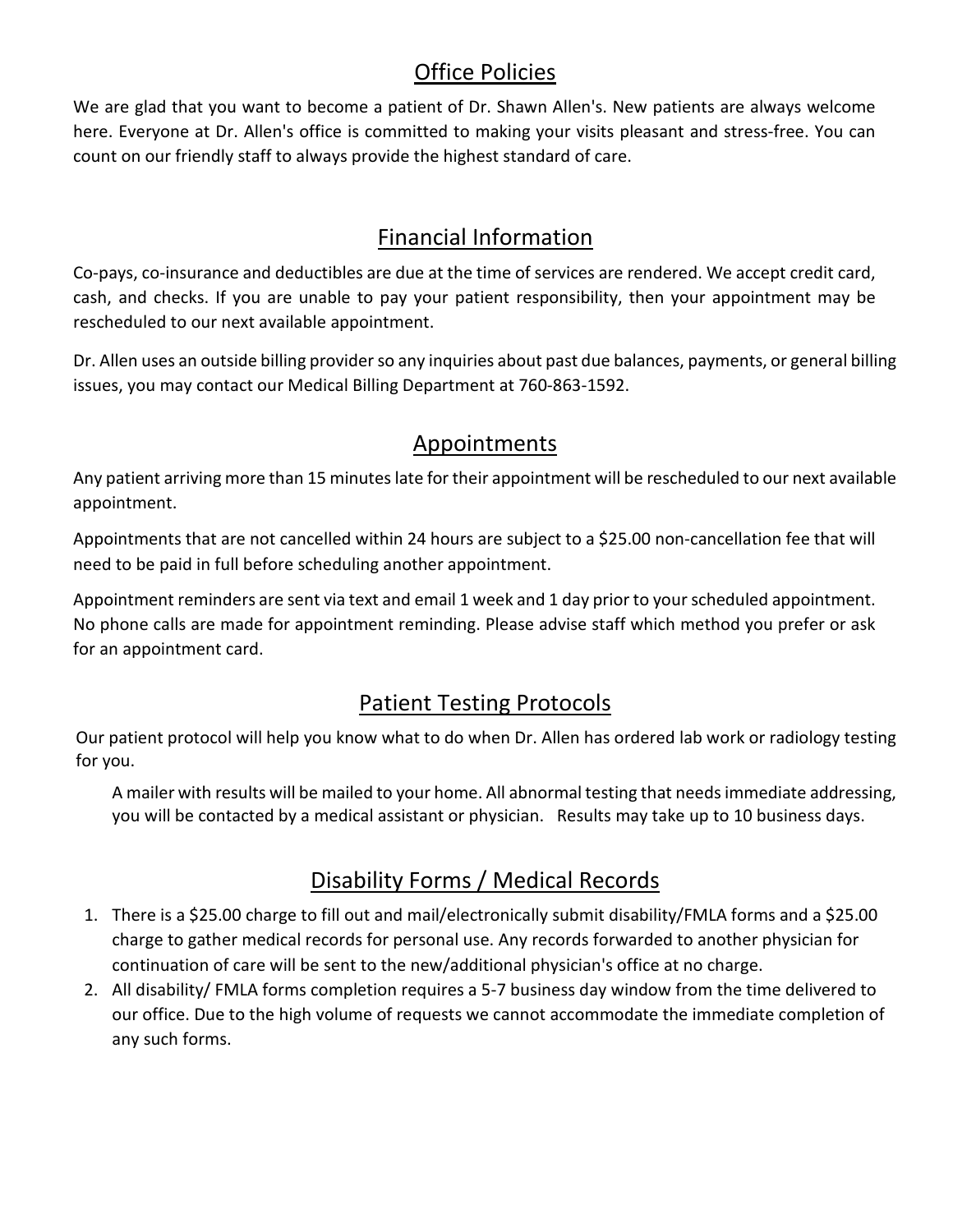## Office Policies

We are glad that you want to become a patient of Dr. Shawn Allen's. New patients are always welcome here. Everyone at Dr. Allen's office is committed to making your visits pleasant and stress-free. You can count on our friendly staff to always provide the highest standard of care.

## Financial Information

Co-pays, co-insurance and deductibles are due at the time of services are rendered. We accept credit card, cash, and checks. If you are unable to pay your patient responsibility, then your appointment may be rescheduled to our next available appointment.

Dr. Allen uses an outside billing provider so any inquiries about past due balances, payments, or general billing issues, you may contact our Medical Billing Department at 760-863-1592.

## Appointments

Any patient arriving more than 15 minutes late for their appointment will be rescheduled to our next available appointment.

Appointments that are not cancelled within 24 hours are subject to a $25.00 non-cancellation fee that will need to be paid in full before scheduling another appointment.

Appointment reminders are sent via text and email 1 week and 1 day prior to your scheduled appointment. No phone calls are made for appointment reminding. Please advise staff which method you prefer or ask for an appointment card.

## Patient Testing Protocols

Our patient protocol will help you know what to do when Dr. Allen has ordered lab work or radiology testing for you.

A mailer with results will be mailed to your home. All abnormal testing that needs immediate addressing, you will be contacted by a medical assistant or physician. Results may take up to 10 business days.

## Disability Forms / Medical Records

1. There is a $25.00 charge to fill out and mail/electronically submit disability/FMLA forms and a $25.00 charge to gather medical records for personal use. Any records forwarded to another physician for continuation of care will be sent to the new/additional physician's office at no charge.
2. All disability/ FMLA forms completion requires a 5-7 business day window from the time delivered to our office. Due to the high volume of requests we cannot accommodate the immediate completion of any such forms.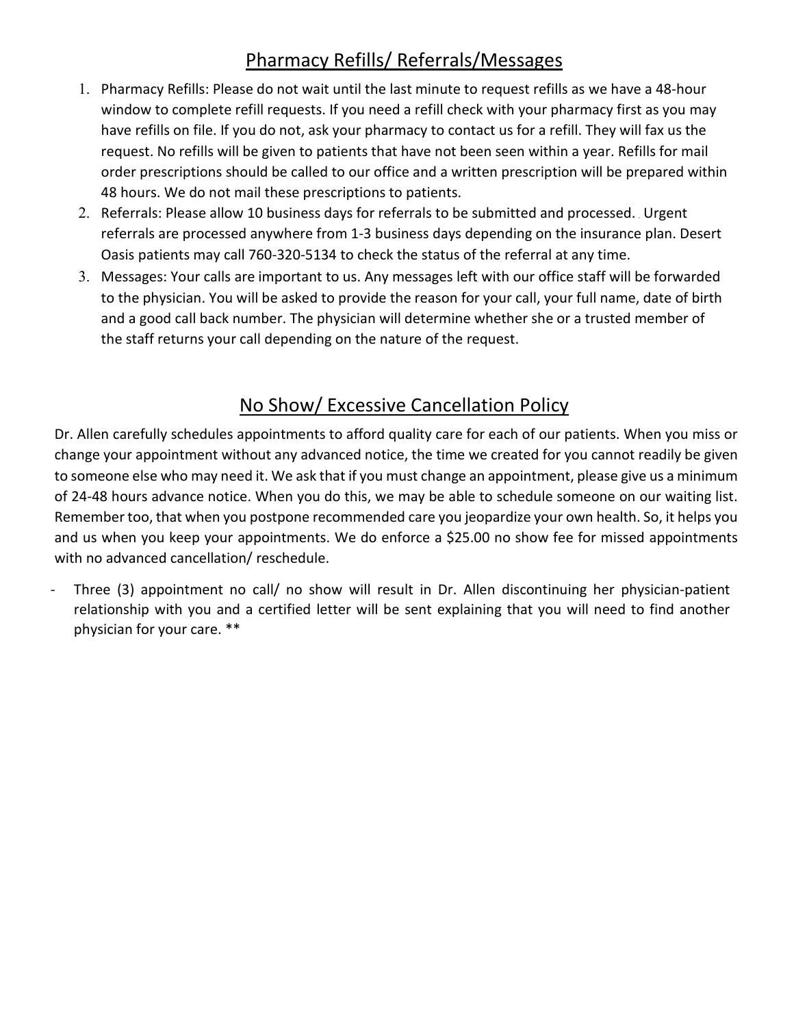## Pharmacy Refills/ Referrals/Messages

1. Pharmacy Refills: Please do not wait until the last minute to request refills as we have a 48-hour window to complete refill requests. If you need a refill check with your pharmacy first as you may have refills on file. If you do not, ask your pharmacy to contact us for a refill. They will fax us the request. No refills will be given to patients that have not been seen within a year. Refills for mail order prescriptions should be called to our office and a written prescription will be prepared within 48 hours. We do not mail these prescriptions to patients.
2. Referrals: Please allow 10 business days for referrals to be submitted and processed. Urgent referrals are processed anywhere from 1-3 business days depending on the insurance plan. Desert Oasis patients may call 760-320-5134 to check the status of the referral at any time.
3. Messages: Your calls are important to us. Any messages left with our office staff will be forwarded to the physician. You will be asked to provide the reason for your call, your full name, date of birth and a good call back number. The physician will determine whether she or a trusted member of the staff returns your call depending on the nature of the request.

## No Show/ Excessive Cancellation Policy

Dr. Allen carefully schedules appointments to afford quality care for each of our patients. When you miss or change your appointment without any advanced notice, the time we created for you cannot readily be given to someone else who may need it. We ask that if you must change an appointment, please give us a minimum of 24-48 hours advance notice. When you do this, we may be able to schedule someone on our waiting list. Remember too, that when you postpone recommended care you jeopardize your own health. So, it helps you and us when you keep your appointments. We do enforce a $25.00 no show fee for missed appointments with no advanced cancellation/ reschedule.

- Three (3) appointment no call/ no show will result in Dr. Allen discontinuing her physician-patient relationship with you and a certified letter will be sent explaining that you will need to find another physician for your care. **